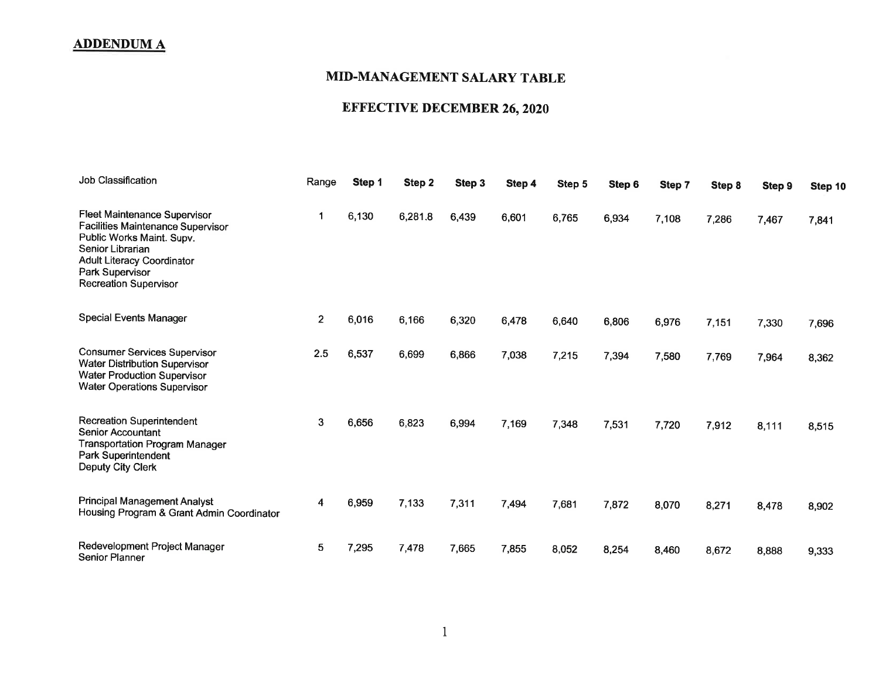**ADDENDUM A**

## MID-MANAGEMENT SALARY TABLE

## EFFECTIVE DECEMBER 26, 2020

| Job Classification | Range | Step 1 | Step 2 | Step 3 | Step 4 | Step 5 | Step 6 | Step 7 | Step 8 | Step 9 | Step 10 |
|---|---|---|---|---|---|---|---|---|---|---|---|
| Fleet Maintenance Supervisor<br>Facilities Maintenance Supervisor<br>Public Works Maint. Supv.<br>Senior Librarian<br>Adult Literacy Coordinator<br>Park Supervisor<br>Recreation Supervisor | 1 | 6,130 | 6,281.8 | 6,439 | 6,601 | 6,765 | 6,934 | 7,108 | 7,286 | 7,467 | 7,841 |
| Special Events Manager | 2 | 6,016 | 6,166 | 6,320 | 6,478 | 6,640 | 6,806 | 6,976 | 7,151 | 7,330 | 7,696 |
| Consumer Services Supervisor<br>Water Distribution Supervisor<br>Water Production Supervisor<br>Water Operations Supervisor | 2.5 | 6,537 | 6,699 | 6,866 | 7,038 | 7,215 | 7,394 | 7,580 | 7,769 | 7,964 | 8,362 |
| Recreation Superintendent<br>Senior Accountant<br>Transportation Program Manager<br>Park Superintendent<br>Deputy City Clerk | 3 | 6,656 | 6,823 | 6,994 | 7,169 | 7,348 | 7,531 | 7,720 | 7,912 | 8,111 | 8,515 |
| Principal Management Analyst<br>Housing Program & Grant Admin Coordinator | 4 | 6,959 | 7,133 | 7,311 | 7,494 | 7,681 | 7,872 | 8,070 | 8,271 | 8,478 | 8,902 |
| Redevelopment Project Manager<br>Senior Planner | 5 | 7,295 | 7,478 | 7,665 | 7,855 | 8,052 | 8,254 | 8,460 | 8,672 | 8,888 | 9,333 |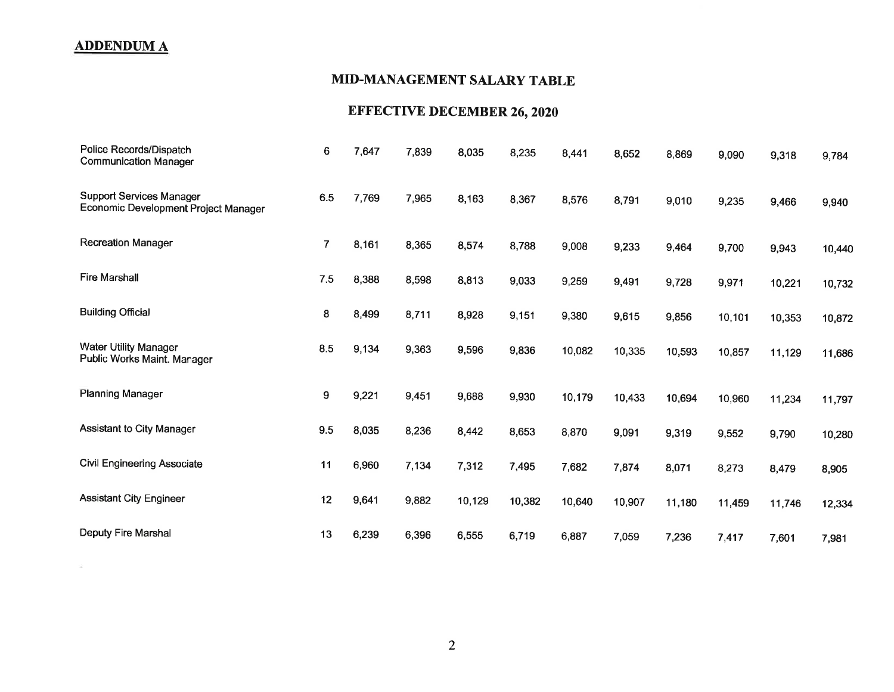## ADDENDUM A

### MID-MANAGEMENT SALARY TABLE

### EFFECTIVE DECEMBER 26, 2020

| | | | | | | | | | | | |
|---|---|---|---|---|---|---|---|---|---|---|---|
| Police Records/Dispatch Communication Manager | 6 | 7,647 | 7,839 | 8,035 | 8,235 | 8,441 | 8,652 | 8,869 | 9,090 | 9,318 | 9,784 |
| Support Services Manager Economic Development Project Manager | 6.5 | 7,769 | 7,965 | 8,163 | 8,367 | 8,576 | 8,791 | 9,010 | 9,235 | 9,466 | 9,940 |
| Recreation Manager | 7 | 8,161 | 8,365 | 8,574 | 8,788 | 9,008 | 9,233 | 9,464 | 9,700 | 9,943 | 10,440 |
| Fire Marshall | 7.5 | 8,388 | 8,598 | 8,813 | 9,033 | 9,259 | 9,491 | 9,728 | 9,971 | 10,221 | 10,732 |
| Building Official | 8 | 8,499 | 8,711 | 8,928 | 9,151 | 9,380 | 9,615 | 9,856 | 10,101 | 10,353 | 10,872 |
| Water Utility Manager Public Works Maint. Manager | 8.5 | 9,134 | 9,363 | 9,596 | 9,836 | 10,082 | 10,335 | 10,593 | 10,857 | 11,129 | 11,686 |
| Planning Manager | 9 | 9,221 | 9,451 | 9,688 | 9,930 | 10,179 | 10,433 | 10,694 | 10,960 | 11,234 | 11,797 |
| Assistant to City Manager | 9.5 | 8,035 | 8,236 | 8,442 | 8,653 | 8,870 | 9,091 | 9,319 | 9,552 | 9,790 | 10,280 |
| Civil Engineering Associate | 11 | 6,960 | 7,134 | 7,312 | 7,495 | 7,682 | 7,874 | 8,071 | 8,273 | 8,479 | 8,905 |
| Assistant City Engineer | 12 | 9,641 | 9,882 | 10,129 | 10,382 | 10,640 | 10,907 | 11,180 | 11,459 | 11,746 | 12,334 |
| Deputy Fire Marshal | 13 | 6,239 | 6,396 | 6,555 | 6,719 | 6,887 | 7,059 | 7,236 | 7,417 | 7,601 | 7,981 |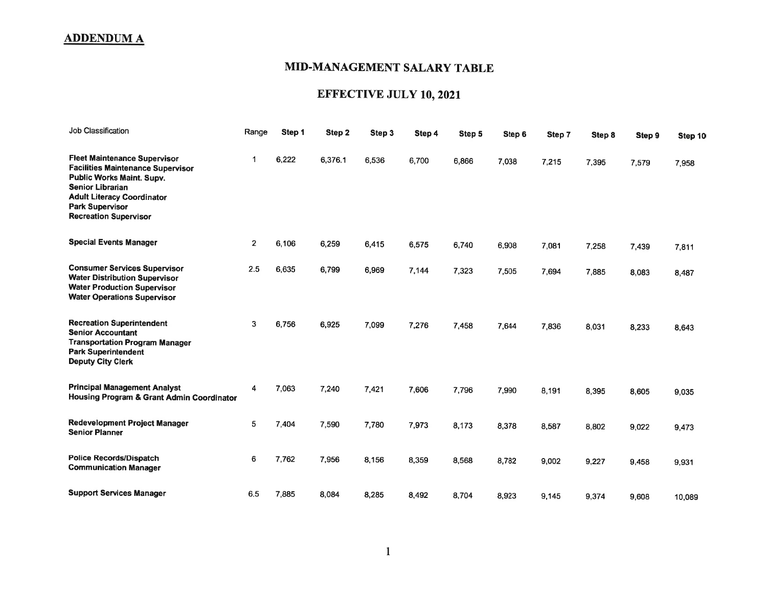## ADDENDUM A

# MID-MANAGEMENT SALARY TABLE

## EFFECTIVE JULY 10, 2021

| Job Classification | Range | Step 1 | Step 2 | Step 3 | Step 4 | Step 5 | Step 6 | Step 7 | Step 8 | Step 9 | Step 10 |
|---|---|---|---|---|---|---|---|---|---|---|---|
| **Fleet Maintenance Supervisor**<br>**Facilities Maintenance Supervisor**<br>**Public Works Maint. Supv.**<br>**Senior Librarian**<br>**Adult Literacy Coordinator**<br>**Park Supervisor**<br>**Recreation Supervisor** | 1 | 6,222 | 6,376.1 | 6,536 | 6,700 | 6,866 | 7,038 | 7,215 | 7,395 | 7,579 | 7,958 |
| **Special Events Manager** | 2 | 6,106 | 6,259 | 6,415 | 6,575 | 6,740 | 6,908 | 7,081 | 7,258 | 7,439 | 7,811 |
| **Consumer Services Supervisor**<br>**Water Distribution Supervisor**<br>**Water Production Supervisor**<br>**Water Operations Supervisor** | 2.5 | 6,635 | 6,799 | 6,969 | 7,144 | 7,323 | 7,505 | 7,694 | 7,885 | 8,083 | 8,487 |
| **Recreation Superintendent**<br>**Senior Accountant**<br>**Transportation Program Manager**<br>**Park Superintendent**<br>**Deputy City Clerk** | 3 | 6,756 | 6,925 | 7,099 | 7,276 | 7,458 | 7,644 | 7,836 | 8,031 | 8,233 | 8,643 |
| **Principal Management Analyst**<br>**Housing Program & Grant Admin Coordinator** | 4 | 7,063 | 7,240 | 7,421 | 7,606 | 7,796 | 7,990 | 8,191 | 8,395 | 8,605 | 9,035 |
| **Redevelopment Project Manager**<br>**Senior Planner** | 5 | 7,404 | 7,590 | 7,780 | 7,973 | 8,173 | 8,378 | 8,587 | 8,802 | 9,022 | 9,473 |
| **Police Records/Dispatch**<br>**Communication Manager** | 6 | 7,762 | 7,956 | 8,156 | 8,359 | 8,568 | 8,782 | 9,002 | 9,227 | 9,458 | 9,931 |
| **Support Services Manager** | 6.5 | 7,885 | 8,084 | 8,285 | 8,492 | 8,704 | 8,923 | 9,145 | 9,374 | 9,608 | 10,089 |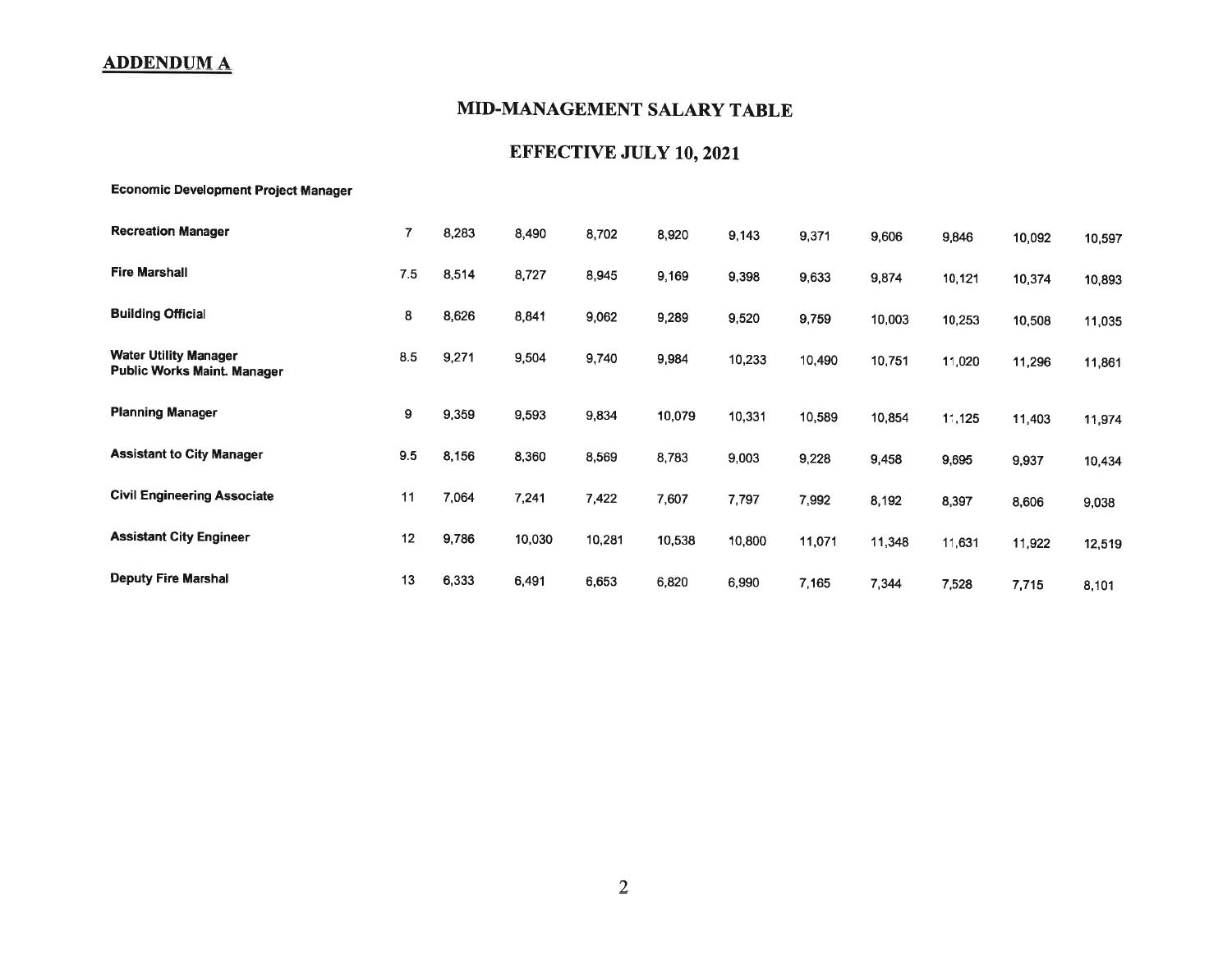**ADDENDUM A**

## MID-MANAGEMENT SALARY TABLE

## EFFECTIVE JULY 10, 2021

| Position | Range | | | | | | | | | | |
|---|---|---|---|---|---|---|---|---|---|---|---|
| **Economic Development Project Manager** | | | | | | | | | | | |
| **Recreation Manager** | 7 | 8,283 | 8,490 | 8,702 | 8,920 | 9,143 | 9,371 | 9,606 | 9,846 | 10,092 | 10,597 |
| **Fire Marshall** | 7.5 | 8,514 | 8,727 | 8,945 | 9,169 | 9,398 | 9,633 | 9,874 | 10,121 | 10,374 | 10,893 |
| **Building Official** | 8 | 8,626 | 8,841 | 9,062 | 9,289 | 9,520 | 9,759 | 10,003 | 10,253 | 10,508 | 11,035 |
| **Water Utility Manager** **Public Works Maint. Manager** | 8.5 | 9,271 | 9,504 | 9,740 | 9,984 | 10,233 | 10,490 | 10,751 | 11,020 | 11,296 | 11,861 |
| **Planning Manager** | 9 | 9,359 | 9,593 | 9,834 | 10,079 | 10,331 | 10,589 | 10,854 | 11,125 | 11,403 | 11,974 |
| **Assistant to City Manager** | 9.5 | 8,156 | 8,360 | 8,569 | 8,783 | 9,003 | 9,228 | 9,458 | 9,695 | 9,937 | 10,434 |
| **Civil Engineering Associate** | 11 | 7,064 | 7,241 | 7,422 | 7,607 | 7,797 | 7,992 | 8,192 | 8,397 | 8,606 | 9,038 |
| **Assistant City Engineer** | 12 | 9,786 | 10,030 | 10,281 | 10,538 | 10,800 | 11,071 | 11,348 | 11,631 | 11,922 | 12,519 |
| **Deputy Fire Marshal** | 13 | 6,333 | 6,491 | 6,653 | 6,820 | 6,990 | 7,165 | 7,344 | 7,528 | 7,715 | 8,101 |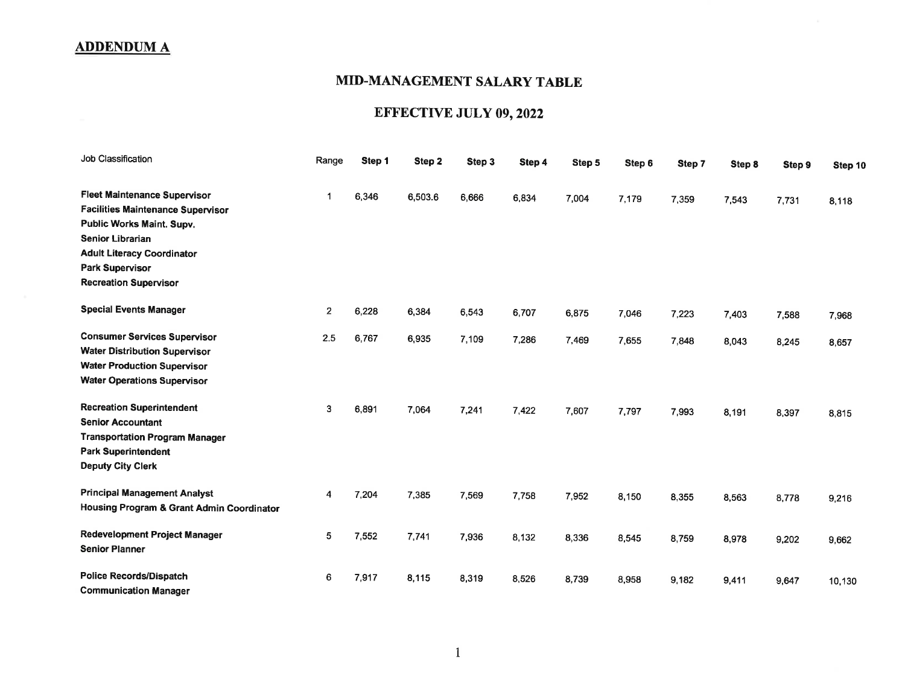## ADDENDUM A

# MID-MANAGEMENT SALARY TABLE

# EFFECTIVE JULY 09, 2022

| Job Classification | Range | Step 1 | Step 2 | Step 3 | Step 4 | Step 5 | Step 6 | Step 7 | Step 8 | Step 9 | Step 10 |
|---|---|---|---|---|---|---|---|---|---|---|---|
| **Fleet Maintenance Supervisor**<br>**Facilities Maintenance Supervisor**<br>**Public Works Maint. Supv.**<br>**Senior Librarian**<br>**Adult Literacy Coordinator**<br>**Park Supervisor**<br>**Recreation Supervisor** | 1 | 6,346 | 6,503.6 | 6,666 | 6,834 | 7,004 | 7,179 | 7,359 | 7,543 | 7,731 | 8,118 |
| **Special Events Manager** | 2 | 6,228 | 6,384 | 6,543 | 6,707 | 6,875 | 7,046 | 7,223 | 7,403 | 7,588 | 7,968 |
| **Consumer Services Supervisor**<br>**Water Distribution Supervisor**<br>**Water Production Supervisor**<br>**Water Operations Supervisor** | 2.5 | 6,767 | 6,935 | 7,109 | 7,286 | 7,469 | 7,655 | 7,848 | 8,043 | 8,245 | 8,657 |
| **Recreation Superintendent**<br>**Senior Accountant**<br>**Transportation Program Manager**<br>**Park Superintendent**<br>**Deputy City Clerk** | 3 | 6,891 | 7,064 | 7,241 | 7,422 | 7,607 | 7,797 | 7,993 | 8,191 | 8,397 | 8,815 |
| **Principal Management Analyst**<br>**Housing Program & Grant Admin Coordinator** | 4 | 7,204 | 7,385 | 7,569 | 7,758 | 7,952 | 8,150 | 8,355 | 8,563 | 8,778 | 9,216 |
| **Redevelopment Project Manager**<br>**Senior Planner** | 5 | 7,552 | 7,741 | 7,936 | 8,132 | 8,336 | 8,545 | 8,759 | 8,978 | 9,202 | 9,662 |
| **Police Records/Dispatch**<br>**Communication Manager** | 6 | 7,917 | 8,115 | 8,319 | 8,526 | 8,739 | 8,958 | 9,182 | 9,411 | 9,647 | 10,130 |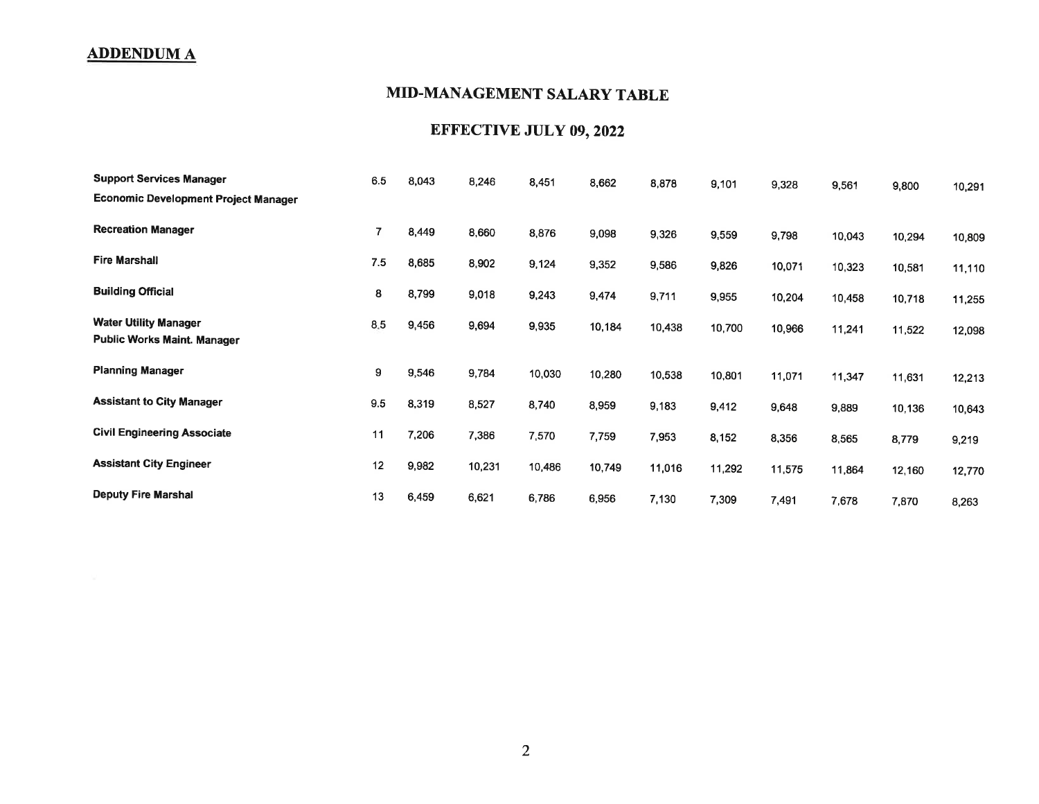## ADDENDUM A

# MID-MANAGEMENT SALARY TABLE

## EFFECTIVE JULY 09, 2022

| | | | | | | | | | | | |
|---|---|---|---|---|---|---|---|---|---|---|---|
| **Support Services Manager**<br>**Economic Development Project Manager** | 6.5 | 8,043 | 8,246 | 8,451 | 8,662 | 8,878 | 9,101 | 9,328 | 9,561 | 9,800 | 10,291 |
| **Recreation Manager** | 7 | 8,449 | 8,660 | 8,876 | 9,098 | 9,326 | 9,559 | 9,798 | 10,043 | 10,294 | 10,809 |
| **Fire Marshall** | 7.5 | 8,685 | 8,902 | 9,124 | 9,352 | 9,586 | 9,826 | 10,071 | 10,323 | 10,581 | 11,110 |
| **Building Official** | 8 | 8,799 | 9,018 | 9,243 | 9,474 | 9,711 | 9,955 | 10,204 | 10,458 | 10,718 | 11,255 |
| **Water Utility Manager**<br>**Public Works Maint. Manager** | 8.5 | 9,456 | 9,694 | 9,935 | 10,184 | 10,438 | 10,700 | 10,966 | 11,241 | 11,522 | 12,098 |
| **Planning Manager** | 9 | 9,546 | 9,784 | 10,030 | 10,280 | 10,538 | 10,801 | 11,071 | 11,347 | 11,631 | 12,213 |
| **Assistant to City Manager** | 9.5 | 8,319 | 8,527 | 8,740 | 8,959 | 9,183 | 9,412 | 9,648 | 9,889 | 10,136 | 10,643 |
| **Civil Engineering Associate** | 11 | 7,206 | 7,386 | 7,570 | 7,759 | 7,953 | 8,152 | 8,356 | 8,565 | 8,779 | 9,219 |
| **Assistant City Engineer** | 12 | 9,982 | 10,231 | 10,486 | 10,749 | 11,016 | 11,292 | 11,575 | 11,864 | 12,160 | 12,770 |
| **Deputy Fire Marshal** | 13 | 6,459 | 6,621 | 6,786 | 6,956 | 7,130 | 7,309 | 7,491 | 7,678 | 7,870 | 8,263 |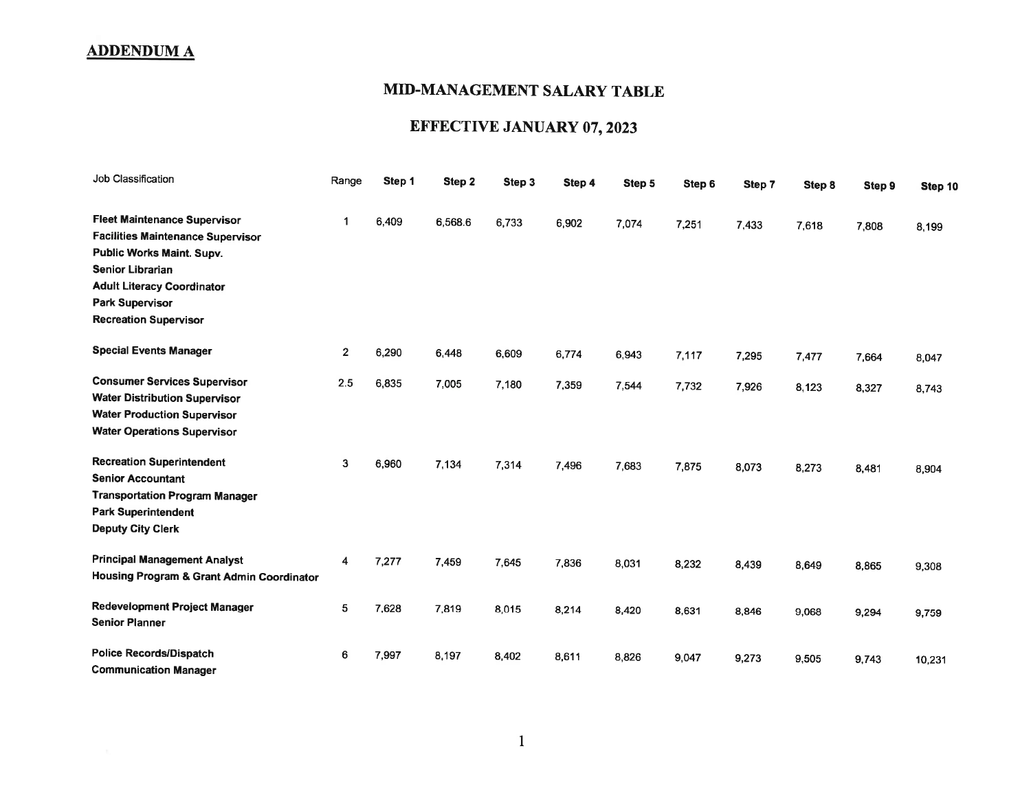**ADDENDUM A**

## MID-MANAGEMENT SALARY TABLE

## EFFECTIVE JANUARY 07, 2023

| Job Classification | Range | Step 1 | Step 2 | Step 3 | Step 4 | Step 5 | Step 6 | Step 7 | Step 8 | Step 9 | Step 10 |
|---|---|---|---|---|---|---|---|---|---|---|---|
| **Fleet Maintenance Supervisor**<br>**Facilities Maintenance Supervisor**<br>**Public Works Maint. Supv.**<br>**Senior Librarian**<br>**Adult Literacy Coordinator**<br>**Park Supervisor**<br>**Recreation Supervisor** | 1 | 6,409 | 6,568.6 | 6,733 | 6,902 | 7,074 | 7,251 | 7,433 | 7,618 | 7,808 | 8,199 |
| **Special Events Manager** | 2 | 6,290 | 6,448 | 6,609 | 6,774 | 6,943 | 7,117 | 7,295 | 7,477 | 7,664 | 8,047 |
| **Consumer Services Supervisor**<br>**Water Distribution Supervisor**<br>**Water Production Supervisor**<br>**Water Operations Supervisor** | 2.5 | 6,835 | 7,005 | 7,180 | 7,359 | 7,544 | 7,732 | 7,926 | 8,123 | 8,327 | 8,743 |
| **Recreation Superintendent**<br>**Senior Accountant**<br>**Transportation Program Manager**<br>**Park Superintendent**<br>**Deputy City Clerk** | 3 | 6,960 | 7,134 | 7,314 | 7,496 | 7,683 | 7,875 | 8,073 | 8,273 | 8,481 | 8,904 |
| **Principal Management Analyst**<br>**Housing Program & Grant Admin Coordinator** | 4 | 7,277 | 7,459 | 7,645 | 7,836 | 8,031 | 8,232 | 8,439 | 8,649 | 8,865 | 9,308 |
| **Redevelopment Project Manager**<br>**Senior Planner** | 5 | 7,628 | 7,819 | 8,015 | 8,214 | 8,420 | 8,631 | 8,846 | 9,068 | 9,294 | 9,759 |
| **Police Records/Dispatch**<br>**Communication Manager** | 6 | 7,997 | 8,197 | 8,402 | 8,611 | 8,826 | 9,047 | 9,273 | 9,505 | 9,743 | 10,231 |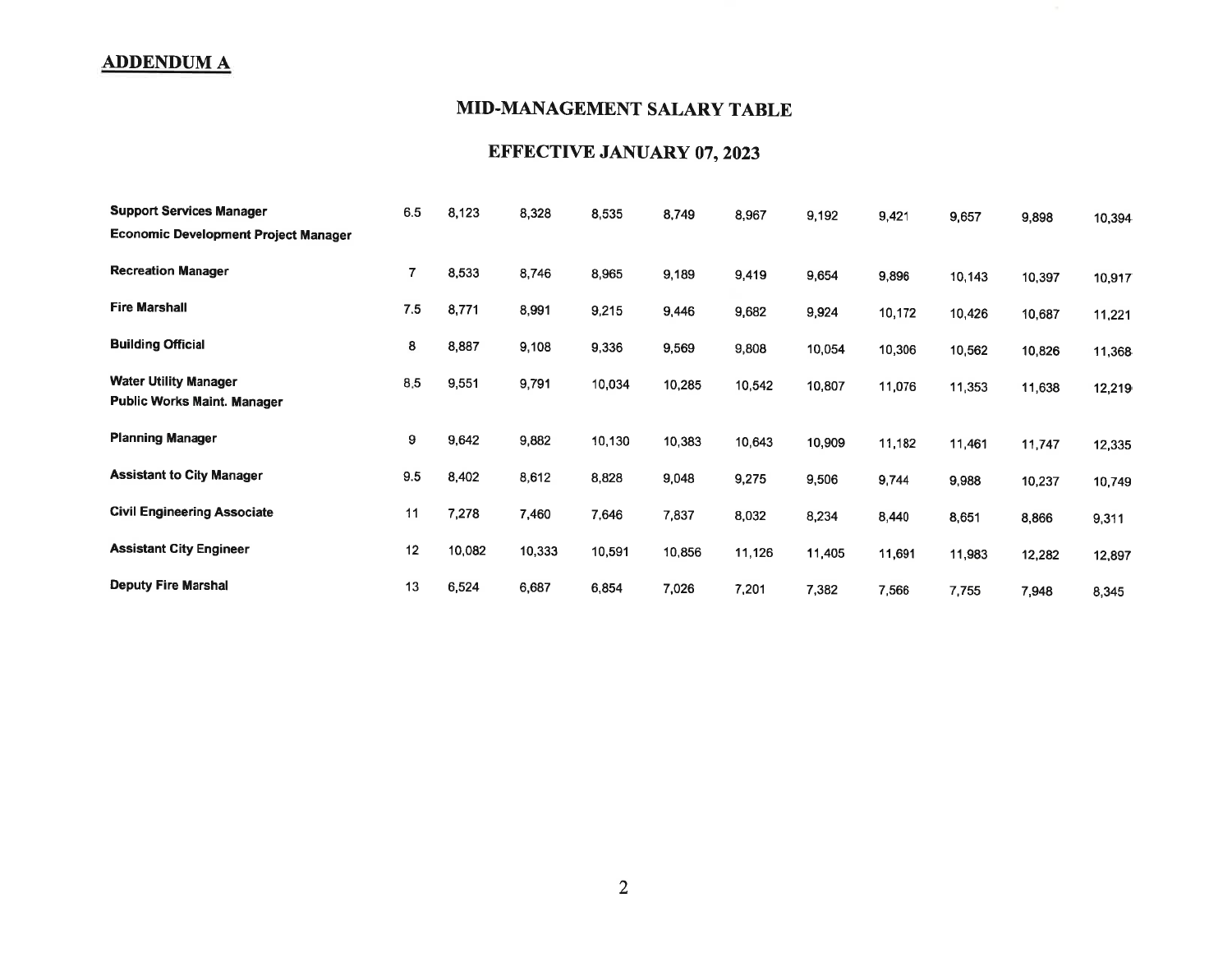**ADDENDUM A**

## MID-MANAGEMENT SALARY TABLE

## EFFECTIVE JANUARY 07, 2023

| | | | | | | | | | | | |
|---|---|---|---|---|---|---|---|---|---|---|---|
| **Support Services Manager**<br>**Economic Development Project Manager** | 6.5 | 8,123 | 8,328 | 8,535 | 8,749 | 8,967 | 9,192 | 9,421 | 9,657 | 9,898 | 10,394 |
| **Recreation Manager** | 7 | 8,533 | 8,746 | 8,965 | 9,189 | 9,419 | 9,654 | 9,896 | 10,143 | 10,397 | 10,917 |
| **Fire Marshall** | 7.5 | 8,771 | 8,991 | 9,215 | 9,446 | 9,682 | 9,924 | 10,172 | 10,426 | 10,687 | 11,221 |
| **Building Official** | 8 | 8,887 | 9,108 | 9,336 | 9,569 | 9,808 | 10,054 | 10,306 | 10,562 | 10,826 | 11,368 |
| **Water Utility Manager**<br>**Public Works Maint. Manager** | 8.5 | 9,551 | 9,791 | 10,034 | 10,285 | 10,542 | 10,807 | 11,076 | 11,353 | 11,638 | 12,219 |
| **Planning Manager** | 9 | 9,642 | 9,882 | 10,130 | 10,383 | 10,643 | 10,909 | 11,182 | 11,461 | 11,747 | 12,335 |
| **Assistant to City Manager** | 9.5 | 8,402 | 8,612 | 8,828 | 9,048 | 9,275 | 9,506 | 9,744 | 9,988 | 10,237 | 10,749 |
| **Civil Engineering Associate** | 11 | 7,278 | 7,460 | 7,646 | 7,837 | 8,032 | 8,234 | 8,440 | 8,651 | 8,866 | 9,311 |
| **Assistant City Engineer** | 12 | 10,082 | 10,333 | 10,591 | 10,856 | 11,126 | 11,405 | 11,691 | 11,983 | 12,282 | 12,897 |
| **Deputy Fire Marshal** | 13 | 6,524 | 6,687 | 6,854 | 7,026 | 7,201 | 7,382 | 7,566 | 7,755 | 7,948 | 8,345 |